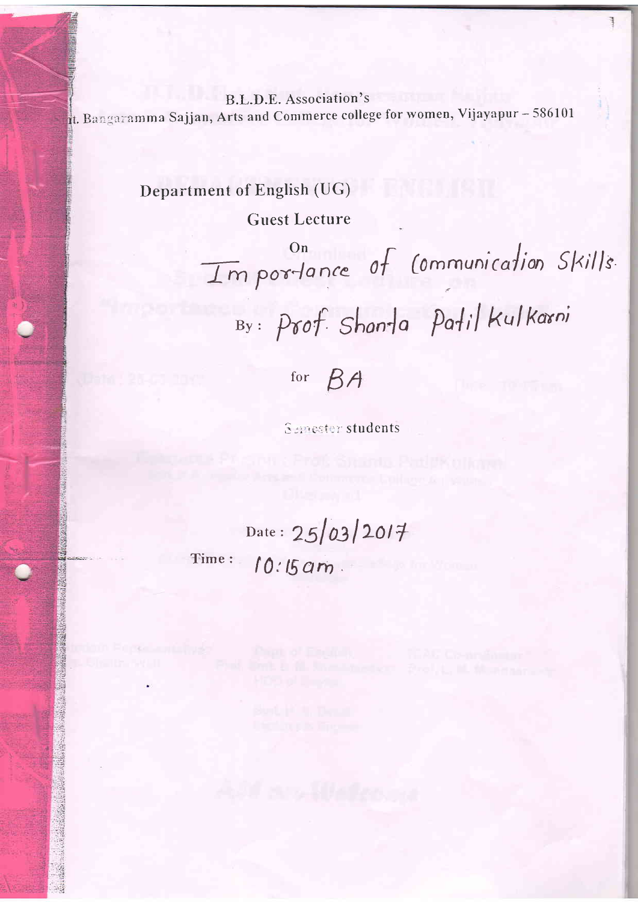B.L.D.E. Association's

Smt. Bangaramma Sajjan, Arts and Commerce college for women, Vijayapur – 586101

## Department of English (UG)

### Guest Lecture

On

# Importance of Communication Skills.

By: Prof. Shanta Patil Kulkarni

for BA

Semester students

Date: 25/03/2017

Time: 10:15 am.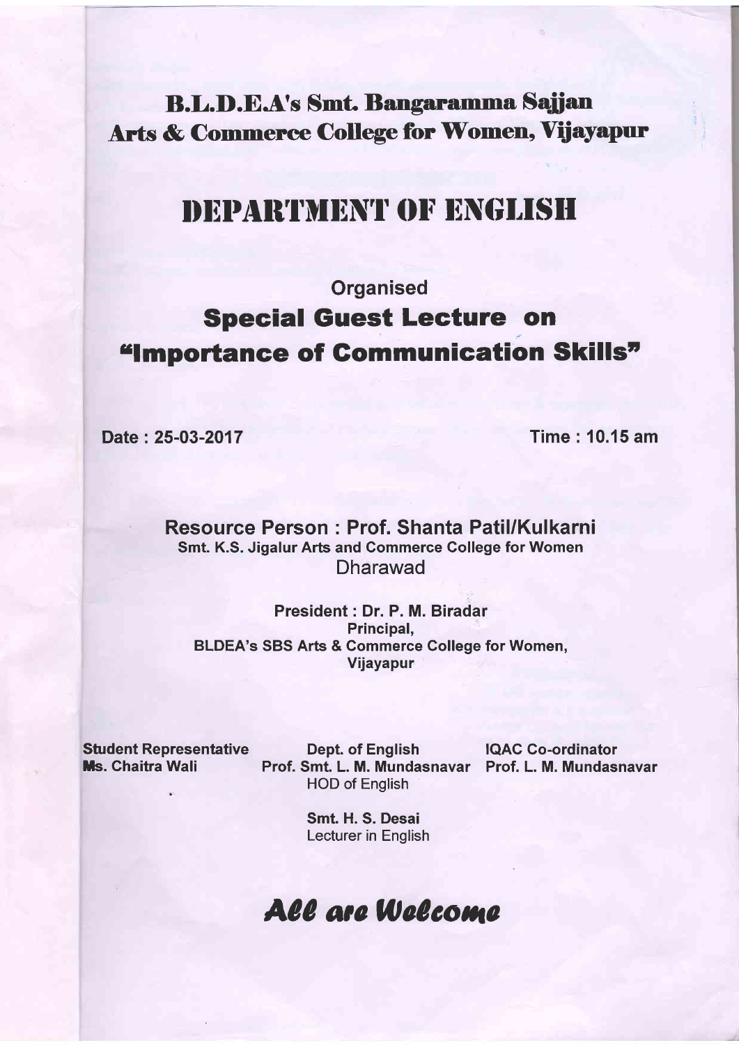# B.L.D.E.A's Smt. Bangaramma Sajjan Arts & Commerce College for Women, Vijayapur

# DEPARTMENT OF ENGLISH

**Organised**

## Special Guest Lecture on "Importance of Communication Skills"

**Date : 25-03-2017** **Time : 10.15 am**

**Resource Person : Prof. Shanta Patil/Kulkarni**
**Smt. K.S. Jigalur Arts and Commerce College for Women**
Dharawad

**President : Dr. P. M. Biradar**
**Principal,**
**BLDEA's SBS Arts & Commerce College for Women,**
**Vijayapur**

**Student Representative**
**Ms. Chaitra Wali**

**Dept. of English**
**Prof. Smt. L. M. Mundasnavar**
HOD of English

**Smt. H. S. Desai**
Lecturer in English

**IQAC Co-ordinator**
**Prof. L. M. Mundasnavar**

***All are Welcome***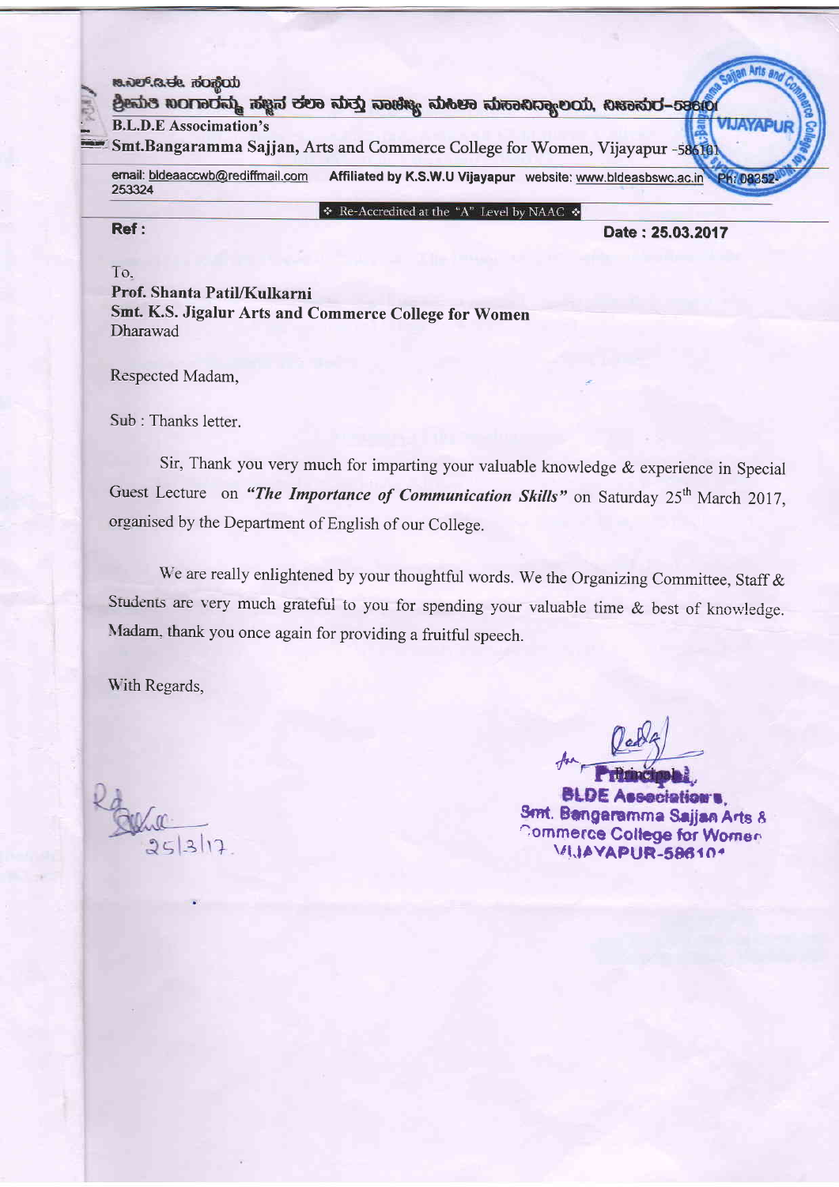ಬಿ.ಎಲ್.ಡಿ.ಈ. ಸಂಸ್ಥೆಯ

ಶ್ರೀಮತಿ ಬಂಗಾರಮ್ಮ ಸಜ್ಜನ ಕಲಾ ಮತ್ತು ವಾಣಿಜ್ಯ ಮಹಿಳಾ ಮಹಾವಿದ್ಯಾಲಯ, ವಿಜಾಪುರ-586101

B.L.D.E Associmation's

Smt.Bangaramma Sajjan, Arts and Commerce College for Women, Vijayapur -586101

email: bldeaaccwb@rediffmail.com Affiliated by K.S.W.U Vijayapur website: www.bldeasbswc.ac.in Ph: 08352-253324

❖ Re-Accredited at the "A" Level by NAAC ❖

**Ref :** **Date : 25.03.2017**

To,
**Prof. Shanta Patil/Kulkarni**
**Smt. K.S. Jigalur Arts and Commerce College for Women**
Dharawad

Respected Madam,

Sub : Thanks letter.

Sir, Thank you very much for imparting your valuable knowledge & experience in Special Guest Lecture on ***"The Importance of Communication Skills"*** on Saturday 25th March 2017, organised by the Department of English of our College.

We are really enlightened by your thoughtful words. We the Organizing Committee, Staff & Students are very much grateful to you for spending your valuable time & best of knowledge. Madam, thank you once again for providing a fruitful speech.

With Regards,

Rd
25/3/17.

for Principal,
**BLDE Association's,**
**Smt. Bangaramma Sajjan Arts & Commerce College for Women**
**VIJAYAPUR-586101**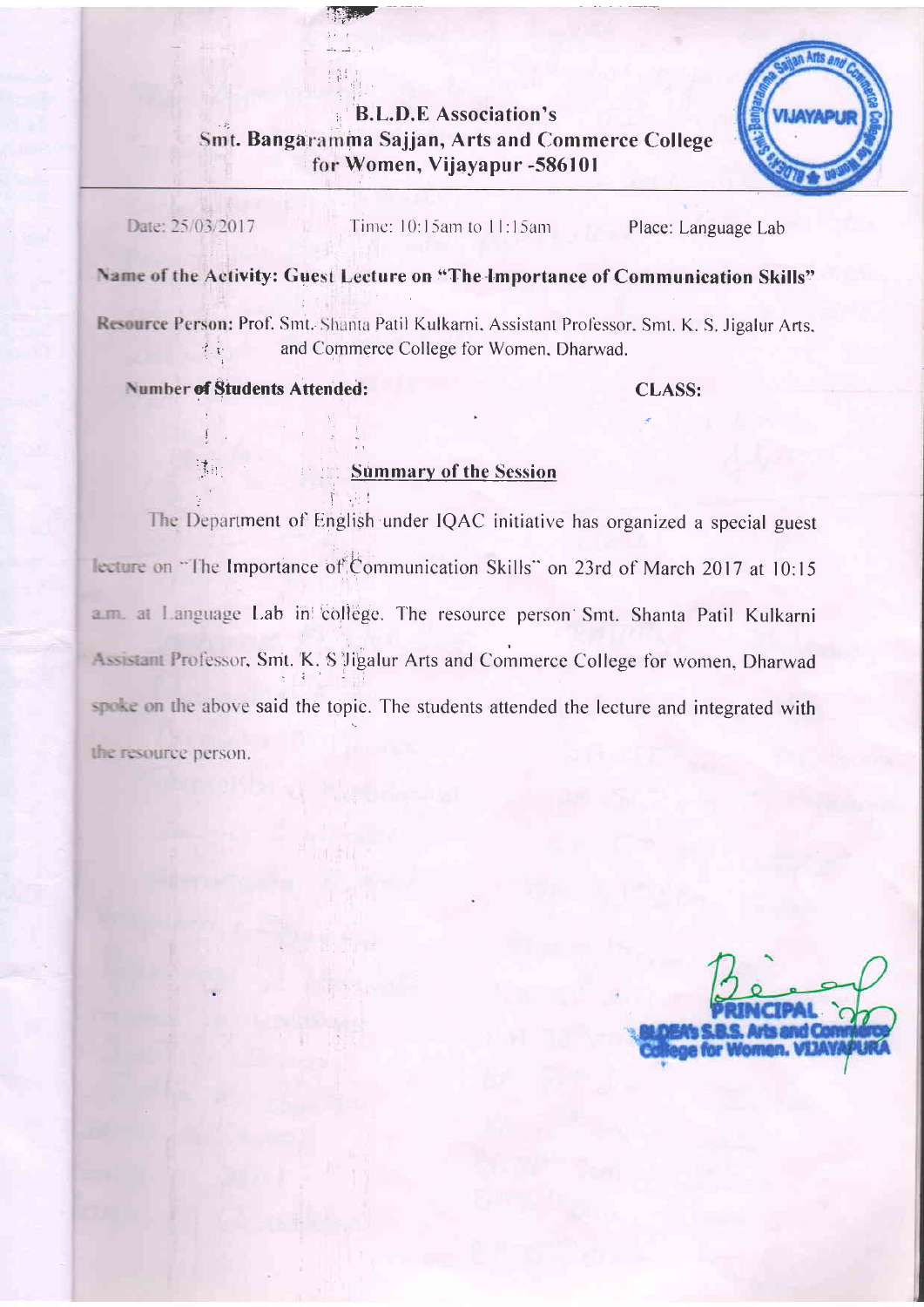**B.L.D.E Association's**
**Smt. Bangaramma Sajjan, Arts and Commerce College for Women, Vijayapur -586101**

Date: 25/03/2017 Time: 10:15am to 11:15am Place: Language Lab

**Name of the Activity: Guest Lecture on "The Importance of Communication Skills"**

**Resource Person:** Prof. Smt. Shanta Patil Kulkarni, Assistant Professor, Smt. K. S. Jigalur Arts, and Commerce College for Women, Dharwad.

**Number of Students Attended:** **CLASS:**

## Summary of the Session

The Department of English under IQAC initiative has organized a special guest lecture on "The Importance of Communication Skills" on 23rd of March 2017 at 10:15 a.m. at Language Lab in college. The resource person Smt. Shanta Patil Kulkarni Assistant Professor, Smt. K. S Jigalur Arts and Commerce College for women, Dharwad spoke on the above said the topic. The students attended the lecture and integrated with the resource person.

PRINCIPAL
BLDEA's S.B.S. Arts and Commerce College for Women, VIJAYAPURA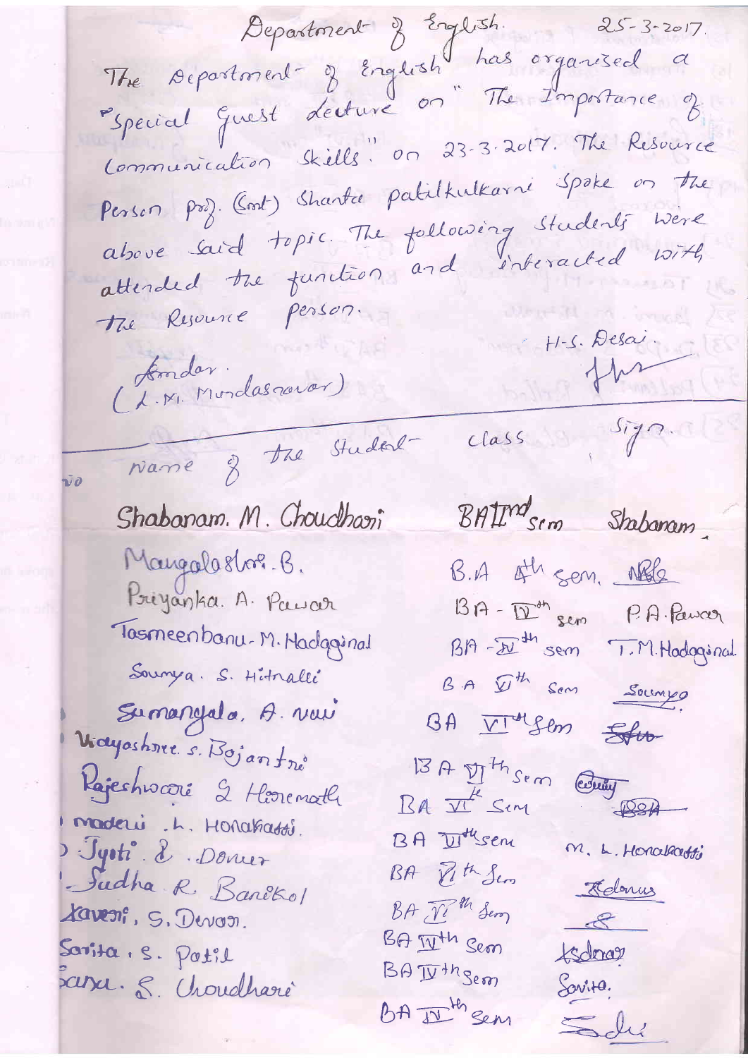Department of English. 25-3-2017.

The Department of English has organised a "Special Guest Lecture on "The Importance of Communication Skills." on 23-3-2017. The Resource Person Prof. (Smt) Shanta Patilkulkarni spoke on the above said topic. The following students were attended the function and interacted with the Resource person.

Amdar.
(L.M. Mundasnavar)

H.S. Desai.

| No | Name of the Student | Class | Sign. |
|---|---|---|---|
| | Shabanam. M. Choudhari | BA IInd sem | Shabanam |
| | Mangalashri. B. | B.A 4th sem. | |
| | Priyanka. A. Pawar | BA - IVth sem | P.A. Pawar |
| | Tasmeenbanu. M. Hadaginal | BA - IVth sem | T.M. Hadaginal. |
| | Soumya. S. Hitnalli | B.A VIth sem | Soumya |
| | Sumangala. A. Navi | BA VIth sem | |
| | Vijayashree. S. Bojantri | BA VIth sem | |
| | Rajeshwari S. Hiremath | BA VIth sem | |
| | Madevi. L. Honakatti. | BA VIth sem | M. L. Honakatti |
| | Jyoti. S. Donur | BA VIth sem | |
| | Sudha R. Banikol | BA VIth sem | |
| | Kaveri. S. Devar. | BA IVth sem | |
| | Sarita. S. Patil | BA IVth sem | Savita. |
| | Sana. S. Choudhari | BA IVth sem | |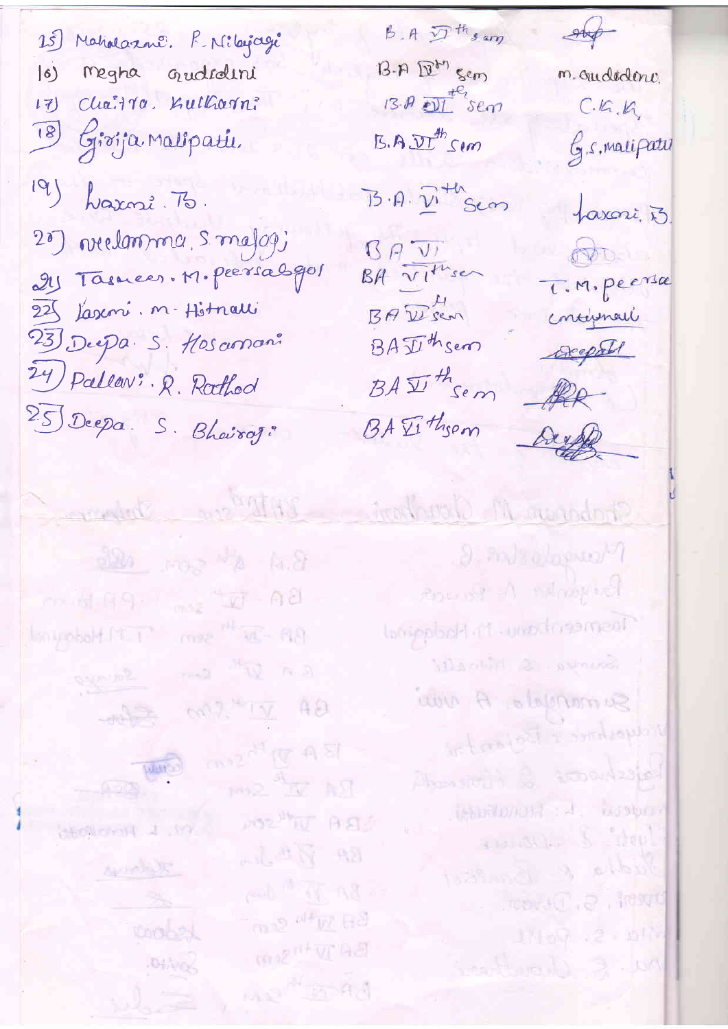| | | |
|---|---|---|
| 15) Mahalaxmi. R. Nilajagi | B.A VI th sem | *(signature)* |
| 16) Megha Gudadini | B.A VI th sem | M. Gudadini |
| 17) Chaitra. Kulkarni | B.A VI th sem | C.K.K. |
| 18) Girija. Malipatil. | B.A VI th sem | G.S. Malipatil |
| 19) Laxmi. B. | B.A. VI th Sem | Laxmi. B. |
| 20) Neelamma. S. Malagi | B A VI | *(signature)* |
| 21) Tasneem. M. Peersabgol | BA VI th sem | T. M. Peersa |
| 22) Laxmi. M. Hitnalli | BA VI th sem | L.M. Hitnalli |
| 23) Deepa. S. Hosamani | BA VI th sem | Deepa |
| 24) Pallavi. R. Rathod | BA VI th sem | *(signature)* |
| 25) Deepa. S. Bhairagi | BA VI th sem | *(signature)* |